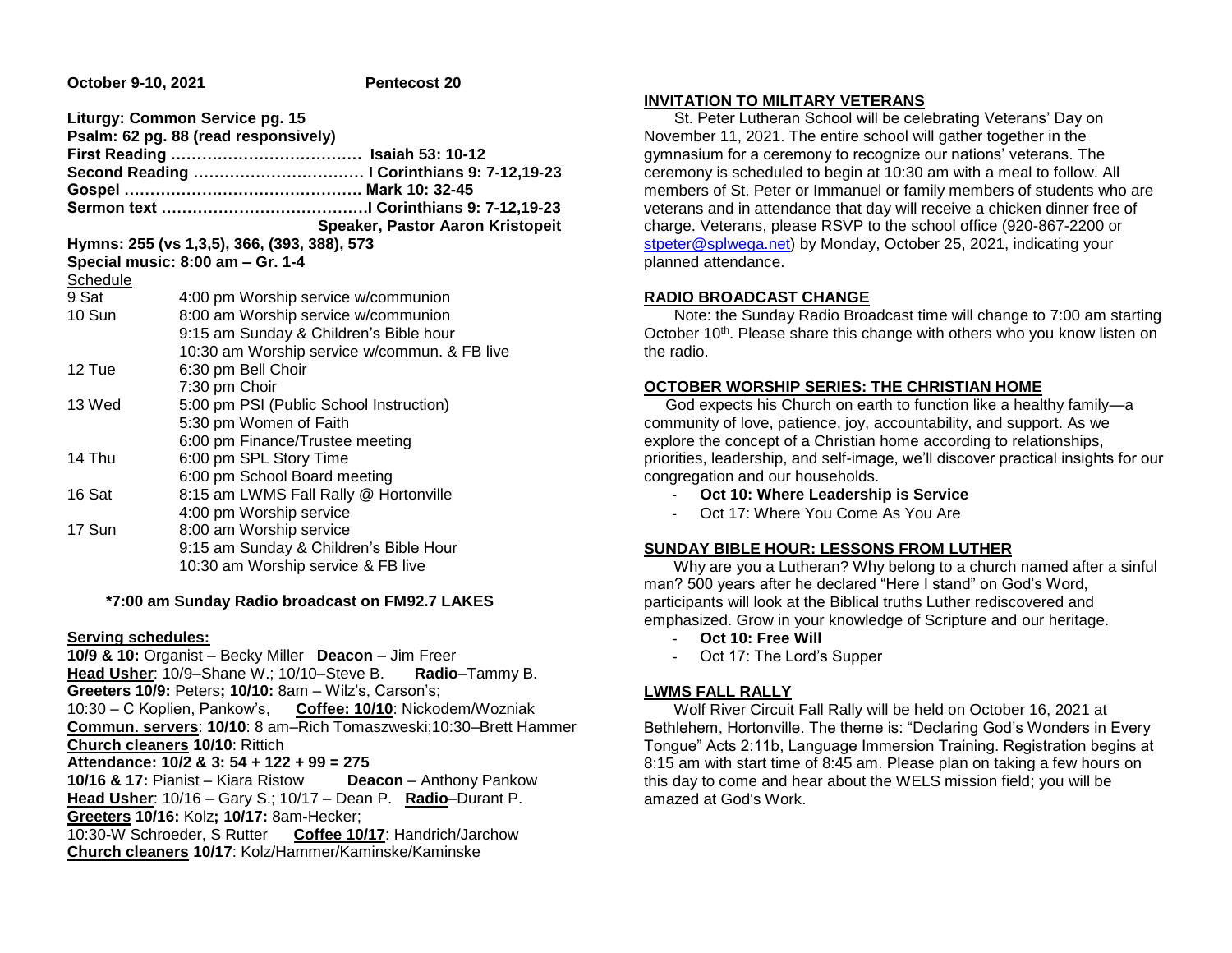**October 9-10, 2021** **Pentecost 20**

**Liturgy: Common Service pg. 15**
**Psalm: 62 pg. 88 (read responsively)**
**First Reading ……………………………… Isaiah 53: 10-12**
**Second Reading …………………………… I Corinthians 9: 7-12,19-23**
**Gospel ……………………………………… Mark 10: 32-45**
**Sermon text …………………………………I Corinthians 9: 7-12,19-23**
**Speaker, Pastor Aaron Kristopeit**
**Hymns: 255 (vs 1,3,5), 366, (393, 388), 573**
**Special music: 8:00 am – Gr. 1-4**

Schedule

| | |
|---|---|
| 9 Sat | 4:00 pm Worship service w/communion |
| 10 Sun | 8:00 am Worship service w/communion |
| | 9:15 am Sunday & Children's Bible hour |
| | 10:30 am Worship service w/commun. & FB live |
| 12 Tue | 6:30 pm Bell Choir |
| | 7:30 pm Choir |
| 13 Wed | 5:00 pm PSI (Public School Instruction) |
| | 5:30 pm Women of Faith |
| | 6:00 pm Finance/Trustee meeting |
| 14 Thu | 6:00 pm SPL Story Time |
| | 6:00 pm School Board meeting |
| 16 Sat | 8:15 am LWMS Fall Rally @ Hortonville |
| | 4:00 pm Worship service |
| 17 Sun | 8:00 am Worship service |
| | 9:15 am Sunday & Children's Bible Hour |
| | 10:30 am Worship service & FB live |

**\*7:00 am Sunday Radio broadcast on FM92.7 LAKES**

**Serving schedules:**

**10/9 & 10:** Organist – Becky Miller **Deacon** – Jim Freer
**Head Usher**: 10/9–Shane W.; 10/10–Steve B. **Radio**–Tammy B.
**Greeters 10/9:** Peters**; 10/10:** 8am – Wilz's, Carson's;
10:30 – C Koplien, Pankow's, **Coffee: 10/10**: Nickodem/Wozniak
**Commun. servers**: **10/10**: 8 am–Rich Tomaszweski;10:30–Brett Hammer
**Church cleaners 10/10**: Rittich
**Attendance: 10/2 & 3: 54 + 122 + 99 = 275**
**10/16 & 17:** Pianist – Kiara Ristow **Deacon** – Anthony Pankow
**Head Usher**: 10/16 – Gary S.; 10/17 – Dean P. **Radio**–Durant P.
**Greeters 10/16:** Kolz**; 10/17:** 8am**-**Hecker;
10:30**-**W Schroeder, S Rutter **Coffee 10/17**: Handrich/Jarchow
**Church cleaners 10/17**: Kolz/Hammer/Kaminske/Kaminske

## INVITATION TO MILITARY VETERANS

St. Peter Lutheran School will be celebrating Veterans' Day on November 11, 2021. The entire school will gather together in the gymnasium for a ceremony to recognize our nations' veterans. The ceremony is scheduled to begin at 10:30 am with a meal to follow. All members of St. Peter or Immanuel or family members of students who are veterans and in attendance that day will receive a chicken dinner free of charge. Veterans, please RSVP to the school office (920-867-2200 or stpeter@splwega.net) by Monday, October 25, 2021, indicating your planned attendance.

## RADIO BROADCAST CHANGE

Note: the Sunday Radio Broadcast time will change to 7:00 am starting October 10th. Please share this change with others who you know listen on the radio.

## OCTOBER WORSHIP SERIES: THE CHRISTIAN HOME

God expects his Church on earth to function like a healthy family—a community of love, patience, joy, accountability, and support. As we explore the concept of a Christian home according to relationships, priorities, leadership, and self-image, we'll discover practical insights for our congregation and our households.

- **Oct 10: Where Leadership is Service**
- Oct 17: Where You Come As You Are

## SUNDAY BIBLE HOUR: LESSONS FROM LUTHER

Why are you a Lutheran? Why belong to a church named after a sinful man? 500 years after he declared "Here I stand" on God's Word, participants will look at the Biblical truths Luther rediscovered and emphasized. Grow in your knowledge of Scripture and our heritage.

- **Oct 10: Free Will**
- Oct 17: The Lord's Supper

## LWMS FALL RALLY

Wolf River Circuit Fall Rally will be held on October 16, 2021 at Bethlehem, Hortonville. The theme is: "Declaring God's Wonders in Every Tongue" Acts 2:11b, Language Immersion Training. Registration begins at 8:15 am with start time of 8:45 am. Please plan on taking a few hours on this day to come and hear about the WELS mission field; you will be amazed at God's Work.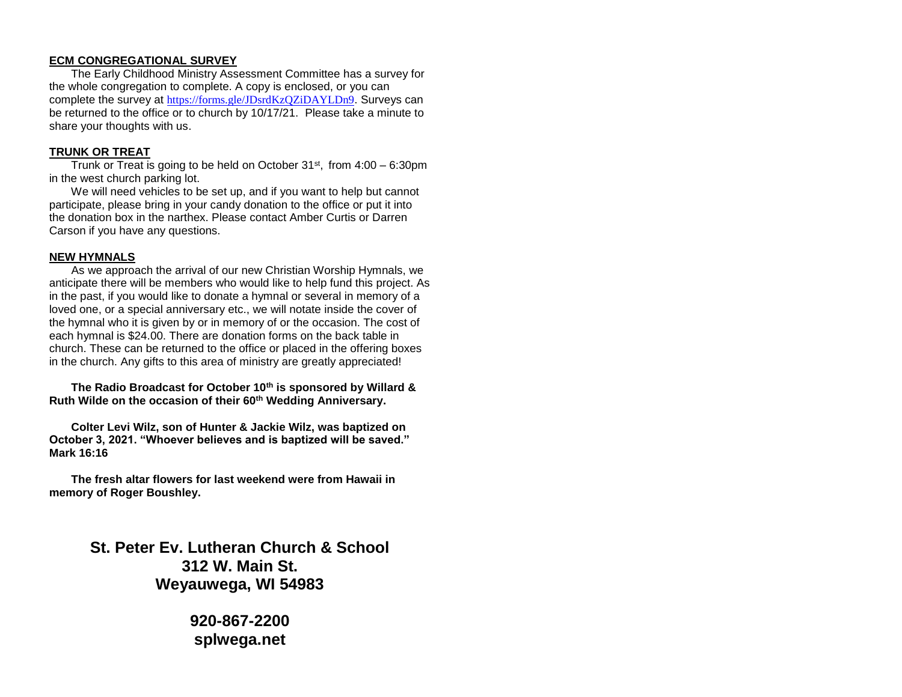## ECM CONGREGATIONAL SURVEY

The Early Childhood Ministry Assessment Committee has a survey for the whole congregation to complete. A copy is enclosed, or you can complete the survey at https://forms.gle/JDsrdKzQZiDAYLDn9. Surveys can be returned to the office or to church by 10/17/21. Please take a minute to share your thoughts with us.

## TRUNK OR TREAT

Trunk or Treat is going to be held on October 31st, from 4:00 – 6:30pm in the west church parking lot.

We will need vehicles to be set up, and if you want to help but cannot participate, please bring in your candy donation to the office or put it into the donation box in the narthex. Please contact Amber Curtis or Darren Carson if you have any questions.

## NEW HYMNALS

As we approach the arrival of our new Christian Worship Hymnals, we anticipate there will be members who would like to help fund this project. As in the past, if you would like to donate a hymnal or several in memory of a loved one, or a special anniversary etc., we will notate inside the cover of the hymnal who it is given by or in memory of or the occasion. The cost of each hymnal is $24.00. There are donation forms on the back table in church. These can be returned to the office or placed in the offering boxes in the church. Any gifts to this area of ministry are greatly appreciated!

**The Radio Broadcast for October 10th is sponsored by Willard & Ruth Wilde on the occasion of their 60th Wedding Anniversary.**

**Colter Levi Wilz, son of Hunter & Jackie Wilz, was baptized on October 3, 2021. "Whoever believes and is baptized will be saved." Mark 16:16**

**The fresh altar flowers for last weekend were from Hawaii in memory of Roger Boushley.**

**St. Peter Ev. Lutheran Church & School**
**312 W. Main St.**
**Weyauwega, WI 54983**

**920-867-2200**
**splwega.net**